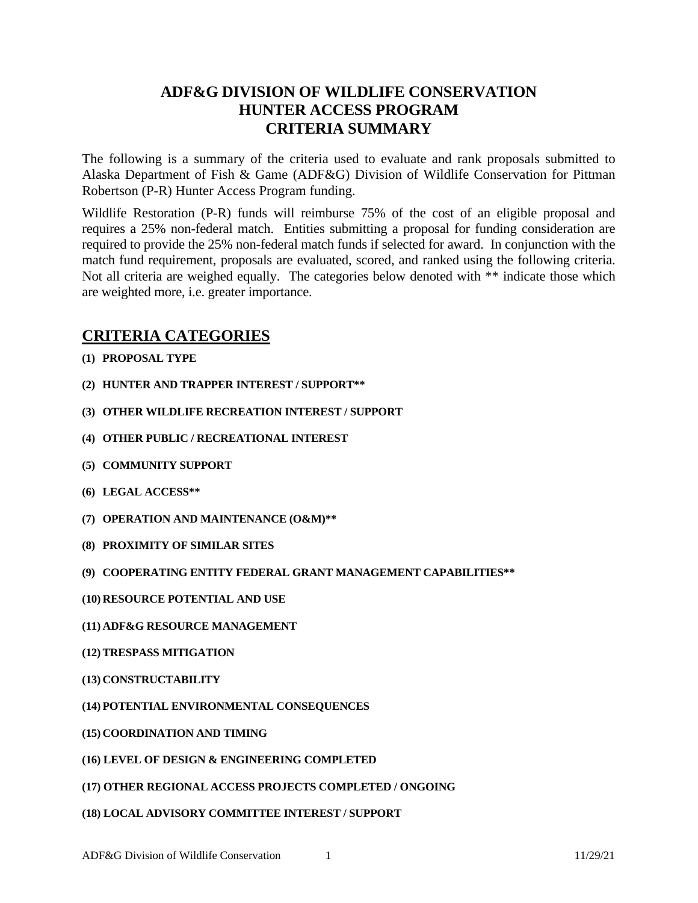# ADF&G DIVISION OF WILDLIFE CONSERVATION
# HUNTER ACCESS PROGRAM
# CRITERIA SUMMARY

The following is a summary of the criteria used to evaluate and rank proposals submitted to Alaska Department of Fish & Game (ADF&G) Division of Wildlife Conservation for Pittman Robertson (P-R) Hunter Access Program funding.

Wildlife Restoration (P-R) funds will reimburse 75% of the cost of an eligible proposal and requires a 25% non-federal match. Entities submitting a proposal for funding consideration are required to provide the 25% non-federal match funds if selected for award. In conjunction with the match fund requirement, proposals are evaluated, scored, and ranked using the following criteria. Not all criteria are weighed equally. The categories below denoted with ** indicate those which are weighted more, i.e. greater importance.

## CRITERIA CATEGORIES

**(1) PROPOSAL TYPE**

**(2) HUNTER AND TRAPPER INTEREST / SUPPORT****

**(3) OTHER WILDLIFE RECREATION INTEREST / SUPPORT**

**(4) OTHER PUBLIC / RECREATIONAL INTEREST**

**(5) COMMUNITY SUPPORT**

**(6) LEGAL ACCESS****

**(7) OPERATION AND MAINTENANCE (O&M)****

**(8) PROXIMITY OF SIMILAR SITES**

**(9) COOPERATING ENTITY FEDERAL GRANT MANAGEMENT CAPABILITIES****

**(10) RESOURCE POTENTIAL AND USE**

**(11) ADF&G RESOURCE MANAGEMENT**

**(12) TRESPASS MITIGATION**

**(13) CONSTRUCTABILITY**

**(14) POTENTIAL ENVIRONMENTAL CONSEQUENCES**

**(15) COORDINATION AND TIMING**

**(16) LEVEL OF DESIGN & ENGINEERING COMPLETED**

**(17) OTHER REGIONAL ACCESS PROJECTS COMPLETED / ONGOING**

**(18) LOCAL ADVISORY COMMITTEE INTEREST / SUPPORT**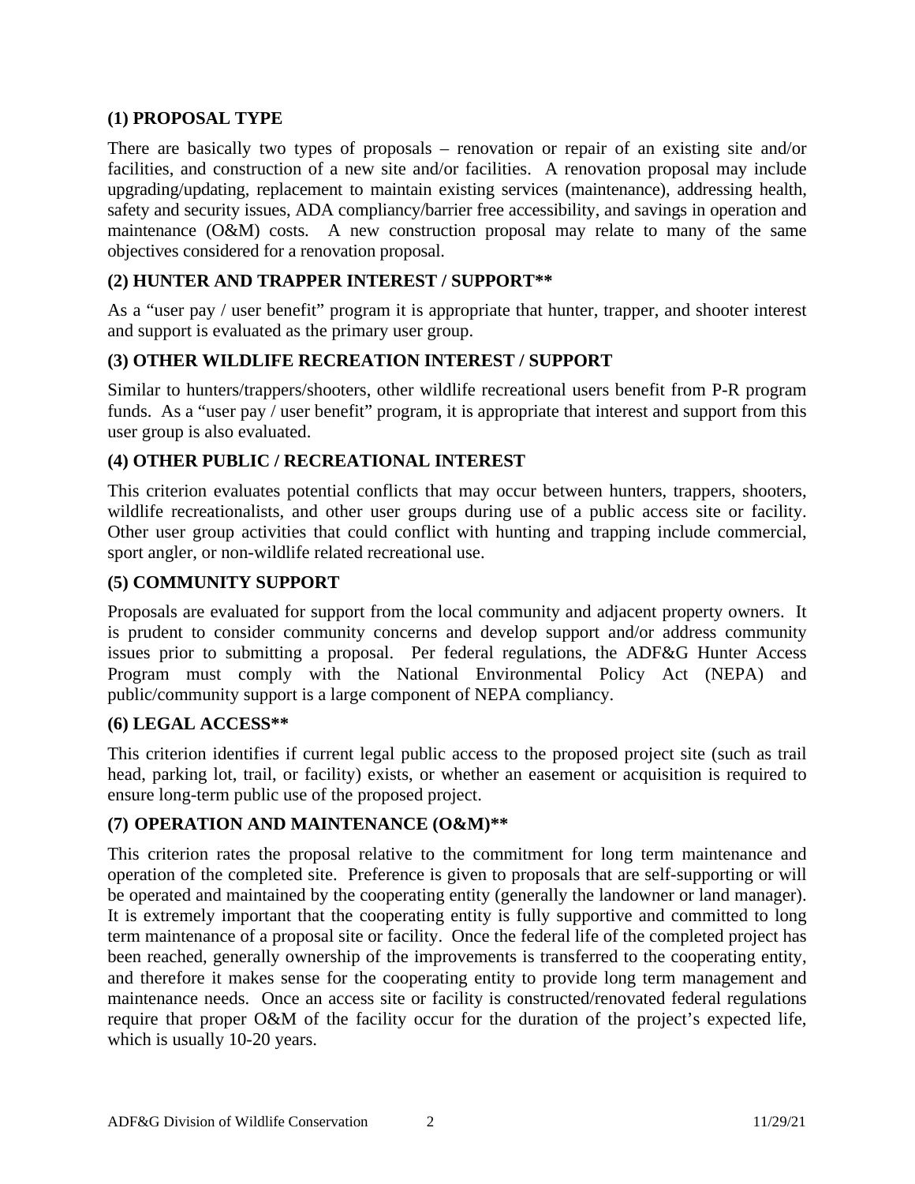### (1) PROPOSAL TYPE

There are basically two types of proposals – renovation or repair of an existing site and/or facilities, and construction of a new site and/or facilities. A renovation proposal may include upgrading/updating, replacement to maintain existing services (maintenance), addressing health, safety and security issues, ADA compliancy/barrier free accessibility, and savings in operation and maintenance (O&M) costs. A new construction proposal may relate to many of the same objectives considered for a renovation proposal.

### (2) HUNTER AND TRAPPER INTEREST / SUPPORT**

As a "user pay / user benefit" program it is appropriate that hunter, trapper, and shooter interest and support is evaluated as the primary user group.

### (3) OTHER WILDLIFE RECREATION INTEREST / SUPPORT

Similar to hunters/trappers/shooters, other wildlife recreational users benefit from P-R program funds. As a "user pay / user benefit" program, it is appropriate that interest and support from this user group is also evaluated.

### (4) OTHER PUBLIC / RECREATIONAL INTEREST

This criterion evaluates potential conflicts that may occur between hunters, trappers, shooters, wildlife recreationalists, and other user groups during use of a public access site or facility. Other user group activities that could conflict with hunting and trapping include commercial, sport angler, or non-wildlife related recreational use.

### (5) COMMUNITY SUPPORT

Proposals are evaluated for support from the local community and adjacent property owners. It is prudent to consider community concerns and develop support and/or address community issues prior to submitting a proposal. Per federal regulations, the ADF&G Hunter Access Program must comply with the National Environmental Policy Act (NEPA) and public/community support is a large component of NEPA compliancy.

### (6) LEGAL ACCESS**

This criterion identifies if current legal public access to the proposed project site (such as trail head, parking lot, trail, or facility) exists, or whether an easement or acquisition is required to ensure long-term public use of the proposed project.

### (7) OPERATION AND MAINTENANCE (O&M)**

This criterion rates the proposal relative to the commitment for long term maintenance and operation of the completed site. Preference is given to proposals that are self-supporting or will be operated and maintained by the cooperating entity (generally the landowner or land manager). It is extremely important that the cooperating entity is fully supportive and committed to long term maintenance of a proposal site or facility. Once the federal life of the completed project has been reached, generally ownership of the improvements is transferred to the cooperating entity, and therefore it makes sense for the cooperating entity to provide long term management and maintenance needs. Once an access site or facility is constructed/renovated federal regulations require that proper O&M of the facility occur for the duration of the project's expected life, which is usually 10-20 years.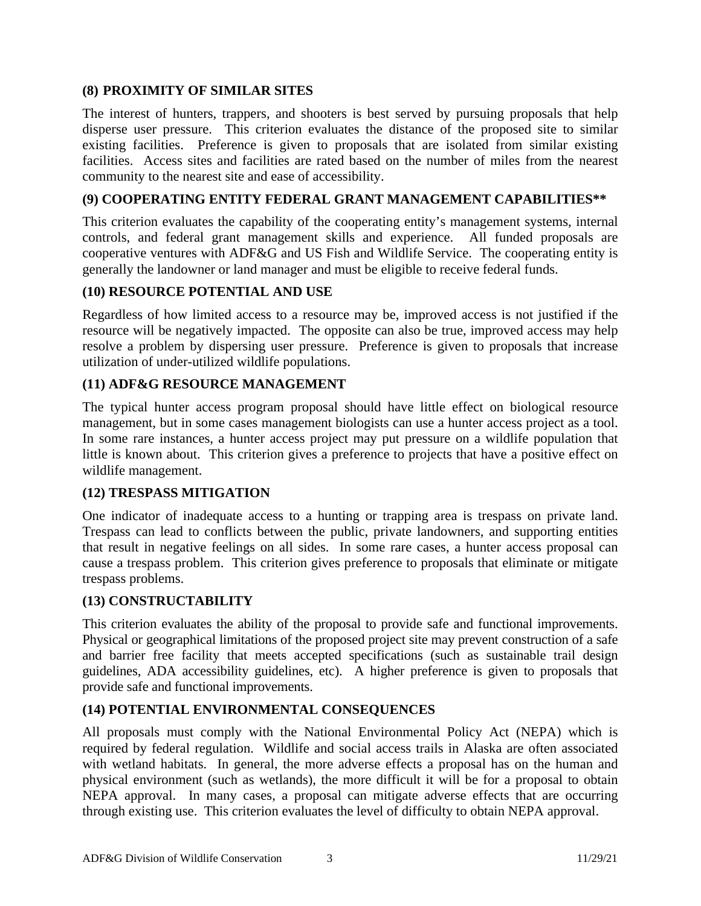### (8) PROXIMITY OF SIMILAR SITES

The interest of hunters, trappers, and shooters is best served by pursuing proposals that help disperse user pressure. This criterion evaluates the distance of the proposed site to similar existing facilities. Preference is given to proposals that are isolated from similar existing facilities. Access sites and facilities are rated based on the number of miles from the nearest community to the nearest site and ease of accessibility.

### (9) COOPERATING ENTITY FEDERAL GRANT MANAGEMENT CAPABILITIES**

This criterion evaluates the capability of the cooperating entity's management systems, internal controls, and federal grant management skills and experience. All funded proposals are cooperative ventures with ADF&G and US Fish and Wildlife Service. The cooperating entity is generally the landowner or land manager and must be eligible to receive federal funds.

### (10) RESOURCE POTENTIAL AND USE

Regardless of how limited access to a resource may be, improved access is not justified if the resource will be negatively impacted. The opposite can also be true, improved access may help resolve a problem by dispersing user pressure. Preference is given to proposals that increase utilization of under-utilized wildlife populations.

### (11) ADF&G RESOURCE MANAGEMENT

The typical hunter access program proposal should have little effect on biological resource management, but in some cases management biologists can use a hunter access project as a tool. In some rare instances, a hunter access project may put pressure on a wildlife population that little is known about. This criterion gives a preference to projects that have a positive effect on wildlife management.

### (12) TRESPASS MITIGATION

One indicator of inadequate access to a hunting or trapping area is trespass on private land. Trespass can lead to conflicts between the public, private landowners, and supporting entities that result in negative feelings on all sides. In some rare cases, a hunter access proposal can cause a trespass problem. This criterion gives preference to proposals that eliminate or mitigate trespass problems.

### (13) CONSTRUCTABILITY

This criterion evaluates the ability of the proposal to provide safe and functional improvements. Physical or geographical limitations of the proposed project site may prevent construction of a safe and barrier free facility that meets accepted specifications (such as sustainable trail design guidelines, ADA accessibility guidelines, etc). A higher preference is given to proposals that provide safe and functional improvements.

### (14) POTENTIAL ENVIRONMENTAL CONSEQUENCES

All proposals must comply with the National Environmental Policy Act (NEPA) which is required by federal regulation. Wildlife and social access trails in Alaska are often associated with wetland habitats. In general, the more adverse effects a proposal has on the human and physical environment (such as wetlands), the more difficult it will be for a proposal to obtain NEPA approval. In many cases, a proposal can mitigate adverse effects that are occurring through existing use. This criterion evaluates the level of difficulty to obtain NEPA approval.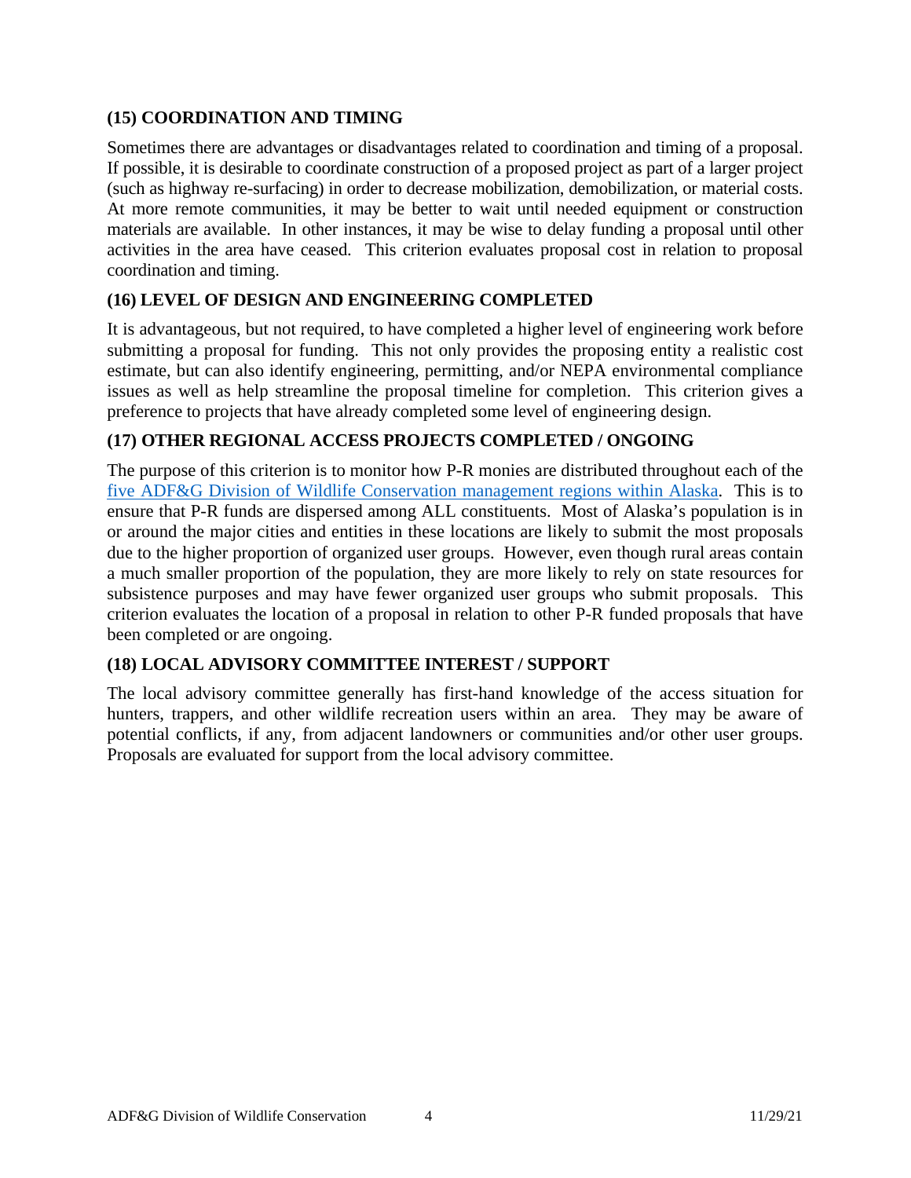### (15) COORDINATION AND TIMING

Sometimes there are advantages or disadvantages related to coordination and timing of a proposal. If possible, it is desirable to coordinate construction of a proposed project as part of a larger project (such as highway re-surfacing) in order to decrease mobilization, demobilization, or material costs. At more remote communities, it may be better to wait until needed equipment or construction materials are available. In other instances, it may be wise to delay funding a proposal until other activities in the area have ceased. This criterion evaluates proposal cost in relation to proposal coordination and timing.

### (16) LEVEL OF DESIGN AND ENGINEERING COMPLETED

It is advantageous, but not required, to have completed a higher level of engineering work before submitting a proposal for funding. This not only provides the proposing entity a realistic cost estimate, but can also identify engineering, permitting, and/or NEPA environmental compliance issues as well as help streamline the proposal timeline for completion. This criterion gives a preference to projects that have already completed some level of engineering design.

### (17) OTHER REGIONAL ACCESS PROJECTS COMPLETED / ONGOING

The purpose of this criterion is to monitor how P-R monies are distributed throughout each of the five ADF&G Division of Wildlife Conservation management regions within Alaska. This is to ensure that P-R funds are dispersed among ALL constituents. Most of Alaska's population is in or around the major cities and entities in these locations are likely to submit the most proposals due to the higher proportion of organized user groups. However, even though rural areas contain a much smaller proportion of the population, they are more likely to rely on state resources for subsistence purposes and may have fewer organized user groups who submit proposals. This criterion evaluates the location of a proposal in relation to other P-R funded proposals that have been completed or are ongoing.

### (18) LOCAL ADVISORY COMMITTEE INTEREST / SUPPORT

The local advisory committee generally has first-hand knowledge of the access situation for hunters, trappers, and other wildlife recreation users within an area. They may be aware of potential conflicts, if any, from adjacent landowners or communities and/or other user groups. Proposals are evaluated for support from the local advisory committee.